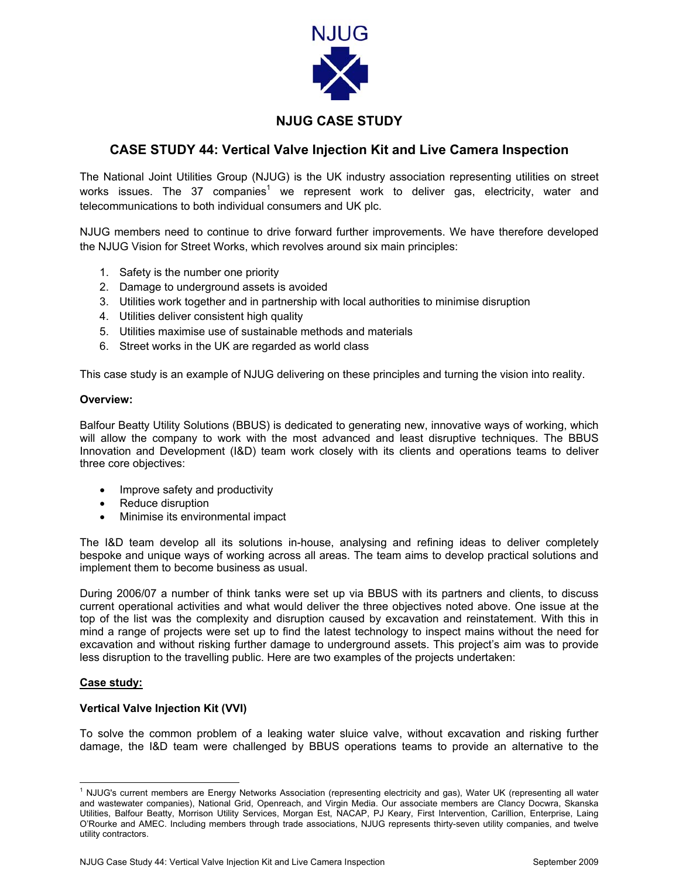NJUG

# NJUG CASE STUDY

## CASE STUDY 44: Vertical Valve Injection Kit and Live Camera Inspection

The National Joint Utilities Group (NJUG) is the UK industry association representing utilities on street works issues. The 37 companies[1] we represent work to deliver gas, electricity, water and telecommunications to both individual consumers and UK plc.

NJUG members need to continue to drive forward further improvements. We have therefore developed the NJUG Vision for Street Works, which revolves around six main principles:

1. Safety is the number one priority
2. Damage to underground assets is avoided
3. Utilities work together and in partnership with local authorities to minimise disruption
4. Utilities deliver consistent high quality
5. Utilities maximise use of sustainable methods and materials
6. Street works in the UK are regarded as world class

This case study is an example of NJUG delivering on these principles and turning the vision into reality.

**Overview:**

Balfour Beatty Utility Solutions (BBUS) is dedicated to generating new, innovative ways of working, which will allow the company to work with the most advanced and least disruptive techniques. The BBUS Innovation and Development (I&D) team work closely with its clients and operations teams to deliver three core objectives:

- Improve safety and productivity
- Reduce disruption
- Minimise its environmental impact

The I&D team develop all its solutions in-house, analysing and refining ideas to deliver completely bespoke and unique ways of working across all areas. The team aims to develop practical solutions and implement them to become business as usual.

During 2006/07 a number of think tanks were set up via BBUS with its partners and clients, to discuss current operational activities and what would deliver the three objectives noted above. One issue at the top of the list was the complexity and disruption caused by excavation and reinstatement. With this in mind a range of projects were set up to find the latest technology to inspect mains without the need for excavation and without risking further damage to underground assets. This project's aim was to provide less disruption to the travelling public. Here are two examples of the projects undertaken:

**Case study:**

**Vertical Valve Injection Kit (VVI)**

To solve the common problem of a leaking water sluice valve, without excavation and risking further damage, the I&D team were challenged by BBUS operations teams to provide an alternative to the

[1] NJUG's current members are Energy Networks Association (representing electricity and gas), Water UK (representing all water and wastewater companies), National Grid, Openreach, and Virgin Media. Our associate members are Clancy Docwra, Skanska Utilities, Balfour Beatty, Morrison Utility Services, Morgan Est, NACAP, PJ Keary, First Intervention, Carillion, Enterprise, Laing O'Rourke and AMEC. Including members through trade associations, NJUG represents thirty-seven utility companies, and twelve utility contractors.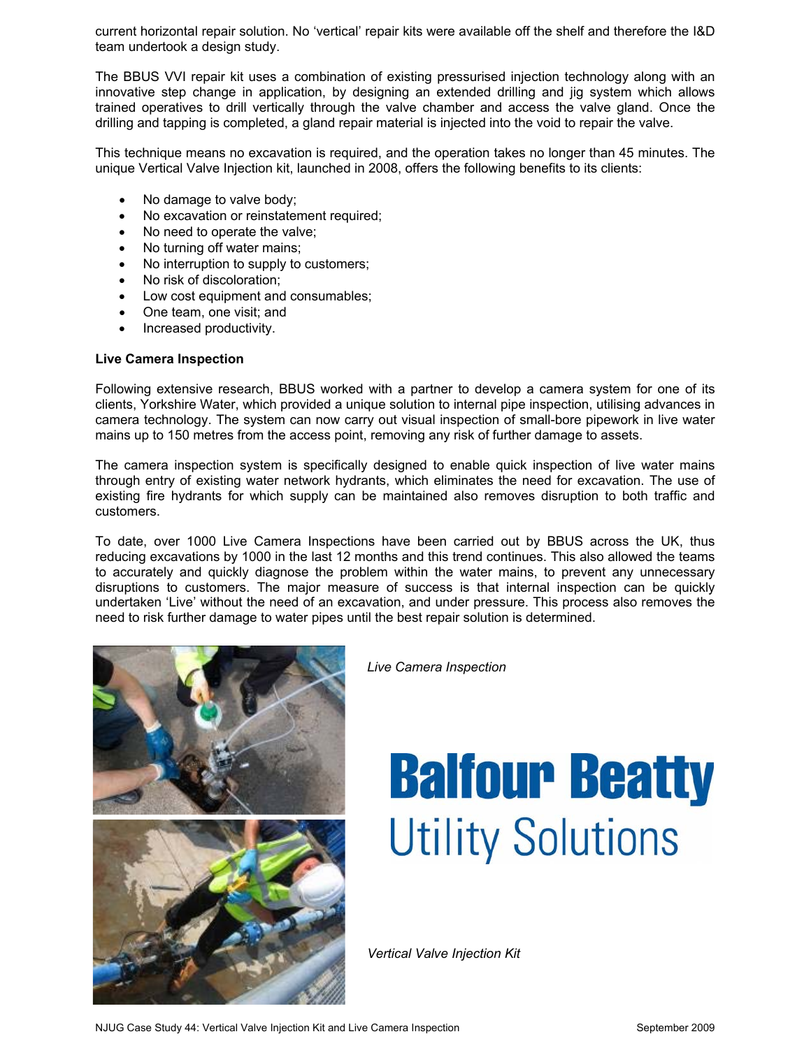current horizontal repair solution. No 'vertical' repair kits were available off the shelf and therefore the I&D team undertook a design study.

The BBUS VVI repair kit uses a combination of existing pressurised injection technology along with an innovative step change in application, by designing an extended drilling and jig system which allows trained operatives to drill vertically through the valve chamber and access the valve gland. Once the drilling and tapping is completed, a gland repair material is injected into the void to repair the valve.

This technique means no excavation is required, and the operation takes no longer than 45 minutes. The unique Vertical Valve Injection kit, launched in 2008, offers the following benefits to its clients:

- No damage to valve body;
- No excavation or reinstatement required;
- No need to operate the valve;
- No turning off water mains;
- No interruption to supply to customers;
- No risk of discoloration;
- Low cost equipment and consumables;
- One team, one visit; and
- Increased productivity.

**Live Camera Inspection**

Following extensive research, BBUS worked with a partner to develop a camera system for one of its clients, Yorkshire Water, which provided a unique solution to internal pipe inspection, utilising advances in camera technology. The system can now carry out visual inspection of small-bore pipework in live water mains up to 150 metres from the access point, removing any risk of further damage to assets.

The camera inspection system is specifically designed to enable quick inspection of live water mains through entry of existing water network hydrants, which eliminates the need for excavation. The use of existing fire hydrants for which supply can be maintained also removes disruption to both traffic and customers.

To date, over 1000 Live Camera Inspections have been carried out by BBUS across the UK, thus reducing excavations by 1000 in the last 12 months and this trend continues. This also allowed the teams to accurately and quickly diagnose the problem within the water mains, to prevent any unnecessary disruptions to customers. The major measure of success is that internal inspection can be quickly undertaken 'Live' without the need of an excavation, and under pressure. This process also removes the need to risk further damage to water pipes until the best repair solution is determined.

*Live Camera Inspection*

Balfour Beatty
Utility Solutions

*Vertical Valve Injection Kit*

NJUG Case Study 44: Vertical Valve Injection Kit and Live Camera Inspection — September 2009